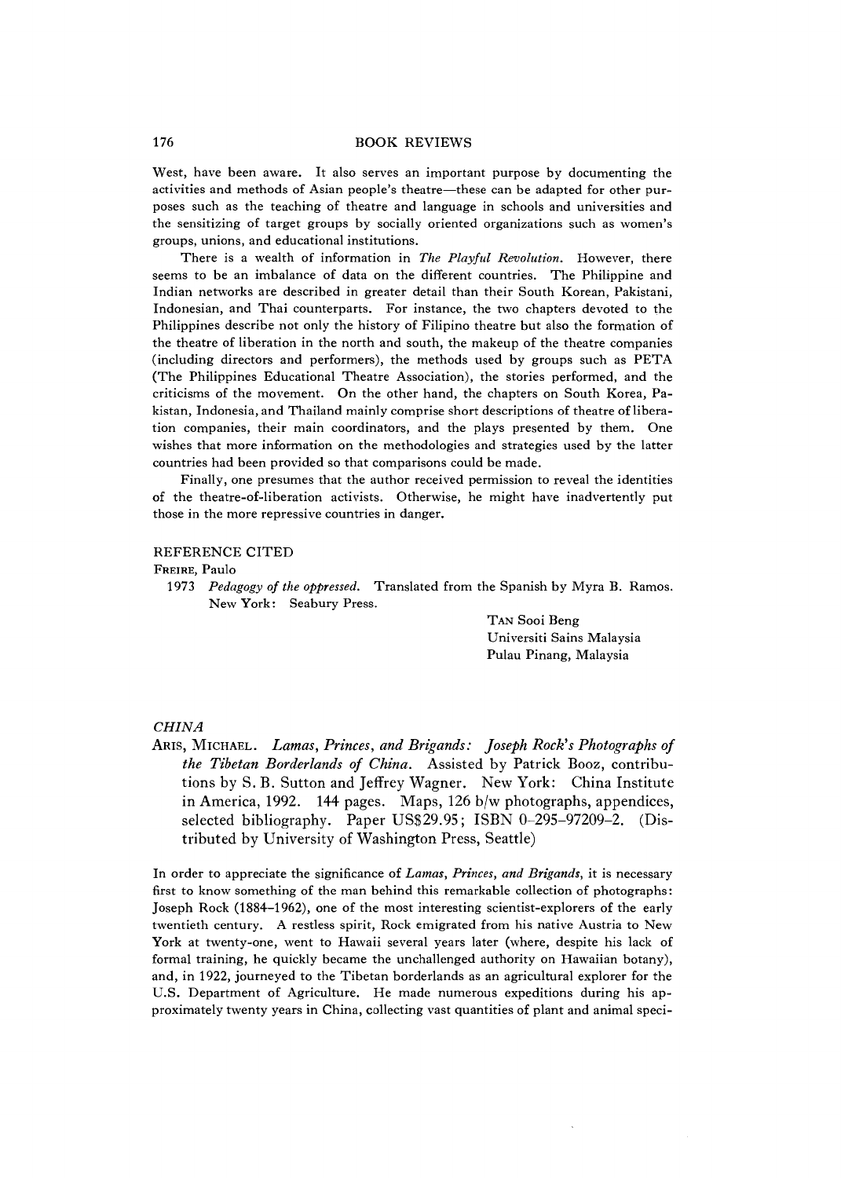West, have been aware. It also serves an important purpose by documenting the activities and methods of Asian people's theatre—these can be adapted for other purposes such as the teaching of theatre and language in schools and universities and the sensitizing of target groups by socially oriented organizations such as women's groups, unions, and educational institutions.

There is a wealth of information in *The Playful Revolution*. However, there seems to be an imbalance of data on the different countries. The Philippine and Indian networks are described in greater detail than their South Korean, Pakistani, Indonesian, and Thai counterparts. For instance, the two chapters devoted to the Philippines describe not only the history of Filipino theatre but also the formation of the theatre of liberation in the north and south, the makeup of the theatre companies (including directors and performers), the methods used by groups such as PETA (The Philippines Educational Theatre Association), the stories performed, and the criticisms of the movement. On the other hand, the chapters on South Korea, Pakistan, Indonesia, and Thailand mainly comprise short descriptions of theatre of liberation companies, their main coordinators, and the plays presented by them. One wishes that more information on the methodologies and strategies used by the latter countries had been provided so that comparisons could be made.

Finally, one presumes that the author received permission to reveal the identities of the theatre-of-liberation activists. Otherwise, he might have inadvertently put those in the more repressive countries in danger.

REFERENCE CITED

FREIRE, Paulo

1973 *Pedagogy of the oppressed*. Translated from the Spanish by Myra B. Ramos. New York: Seabury Press.

TAN Sooi Beng
Universiti Sains Malaysia
Pulau Pinang, Malaysia

## *CHINA*

ARIS, MICHAEL. *Lamas, Princes, and Brigands: Joseph Rock's Photographs of the Tibetan Borderlands of China*. Assisted by Patrick Booz, contributions by S. B. Sutton and Jeffrey Wagner. New York: China Institute in America, 1992. 144 pages. Maps, 126 b/w photographs, appendices, selected bibliography. Paper US$29.95; ISBN 0-295-97209-2. (Distributed by University of Washington Press, Seattle)

In order to appreciate the significance of *Lamas, Princes, and Brigands*, it is necessary first to know something of the man behind this remarkable collection of photographs: Joseph Rock (1884–1962), one of the most interesting scientist-explorers of the early twentieth century. A restless spirit, Rock emigrated from his native Austria to New York at twenty-one, went to Hawaii several years later (where, despite his lack of formal training, he quickly became the unchallenged authority on Hawaiian botany), and, in 1922, journeyed to the Tibetan borderlands as an agricultural explorer for the U.S. Department of Agriculture. He made numerous expeditions during his approximately twenty years in China, collecting vast quantities of plant and animal speci-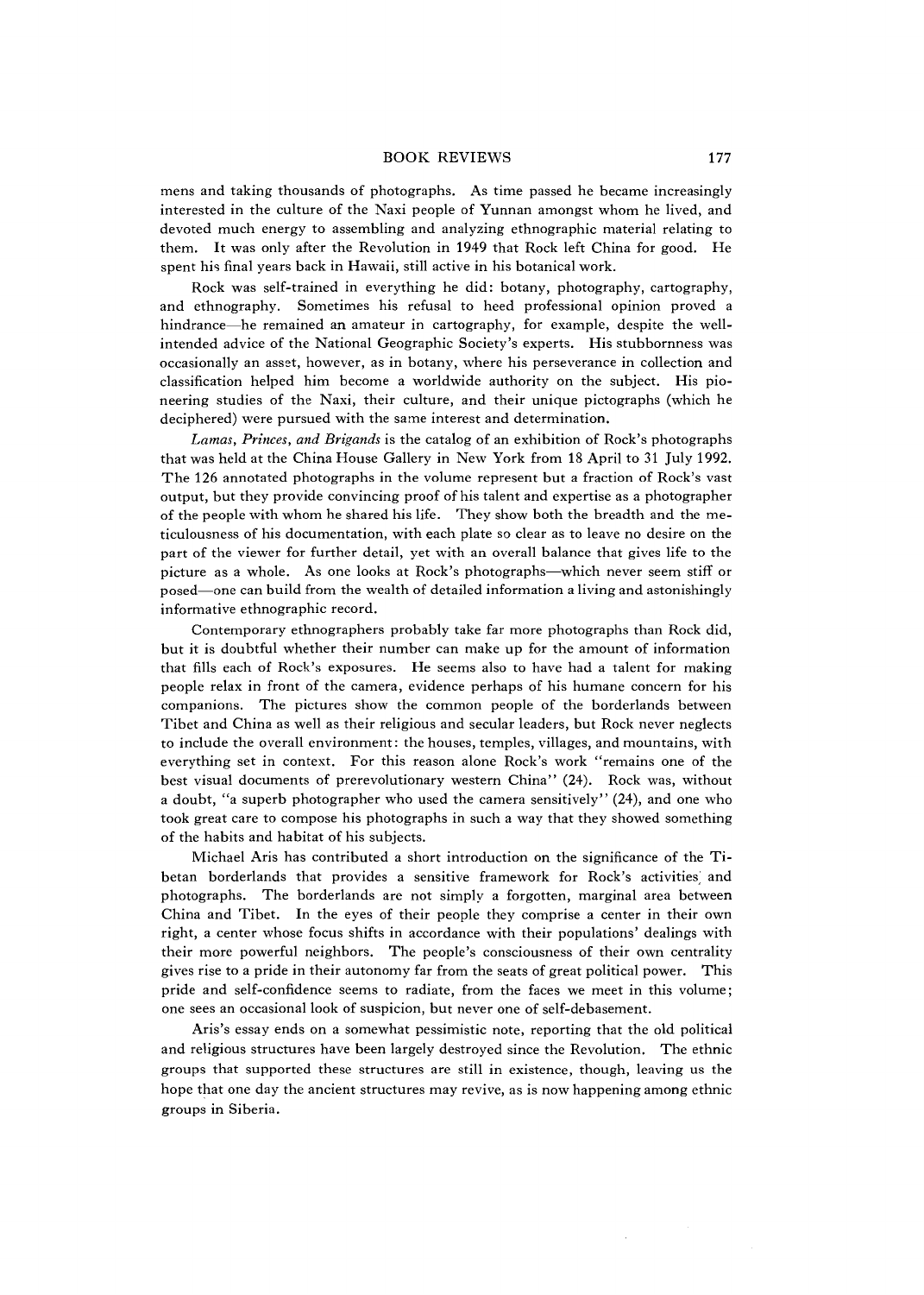mens and taking thousands of photographs. As time passed he became increasingly interested in the culture of the Naxi people of Yunnan amongst whom he lived, and devoted much energy to assembling and analyzing ethnographic material relating to them. It was only after the Revolution in 1949 that Rock left China for good. He spent his final years back in Hawaii, still active in his botanical work.

Rock was self-trained in everything he did: botany, photography, cartography, and ethnography. Sometimes his refusal to heed professional opinion proved a hindrance—he remained an amateur in cartography, for example, despite the well-intended advice of the National Geographic Society's experts. His stubbornness was occasionally an asset, however, as in botany, where his perseverance in collection and classification helped him become a worldwide authority on the subject. His pioneering studies of the Naxi, their culture, and their unique pictographs (which he deciphered) were pursued with the same interest and determination.

*Lamas, Princes, and Brigands* is the catalog of an exhibition of Rock's photographs that was held at the China House Gallery in New York from 18 April to 31 July 1992. The 126 annotated photographs in the volume represent but a fraction of Rock's vast output, but they provide convincing proof of his talent and expertise as a photographer of the people with whom he shared his life. They show both the breadth and the meticulousness of his documentation, with each plate so clear as to leave no desire on the part of the viewer for further detail, yet with an overall balance that gives life to the picture as a whole. As one looks at Rock's photographs—which never seem stiff or posed—one can build from the wealth of detailed information a living and astonishingly informative ethnographic record.

Contemporary ethnographers probably take far more photographs than Rock did, but it is doubtful whether their number can make up for the amount of information that fills each of Rock's exposures. He seems also to have had a talent for making people relax in front of the camera, evidence perhaps of his humane concern for his companions. The pictures show the common people of the borderlands between Tibet and China as well as their religious and secular leaders, but Rock never neglects to include the overall environment: the houses, temples, villages, and mountains, with everything set in context. For this reason alone Rock's work "remains one of the best visual documents of prerevolutionary western China" (24). Rock was, without a doubt, "a superb photographer who used the camera sensitively" (24), and one who took great care to compose his photographs in such a way that they showed something of the habits and habitat of his subjects.

Michael Aris has contributed a short introduction on the significance of the Tibetan borderlands that provides a sensitive framework for Rock's activities and photographs. The borderlands are not simply a forgotten, marginal area between China and Tibet. In the eyes of their people they comprise a center in their own right, a center whose focus shifts in accordance with their populations' dealings with their more powerful neighbors. The people's consciousness of their own centrality gives rise to a pride in their autonomy far from the seats of great political power. This pride and self-confidence seems to radiate, from the faces we meet in this volume; one sees an occasional look of suspicion, but never one of self-debasement.

Aris's essay ends on a somewhat pessimistic note, reporting that the old political and religious structures have been largely destroyed since the Revolution. The ethnic groups that supported these structures are still in existence, though, leaving us the hope that one day the ancient structures may revive, as is now happening among ethnic groups in Siberia.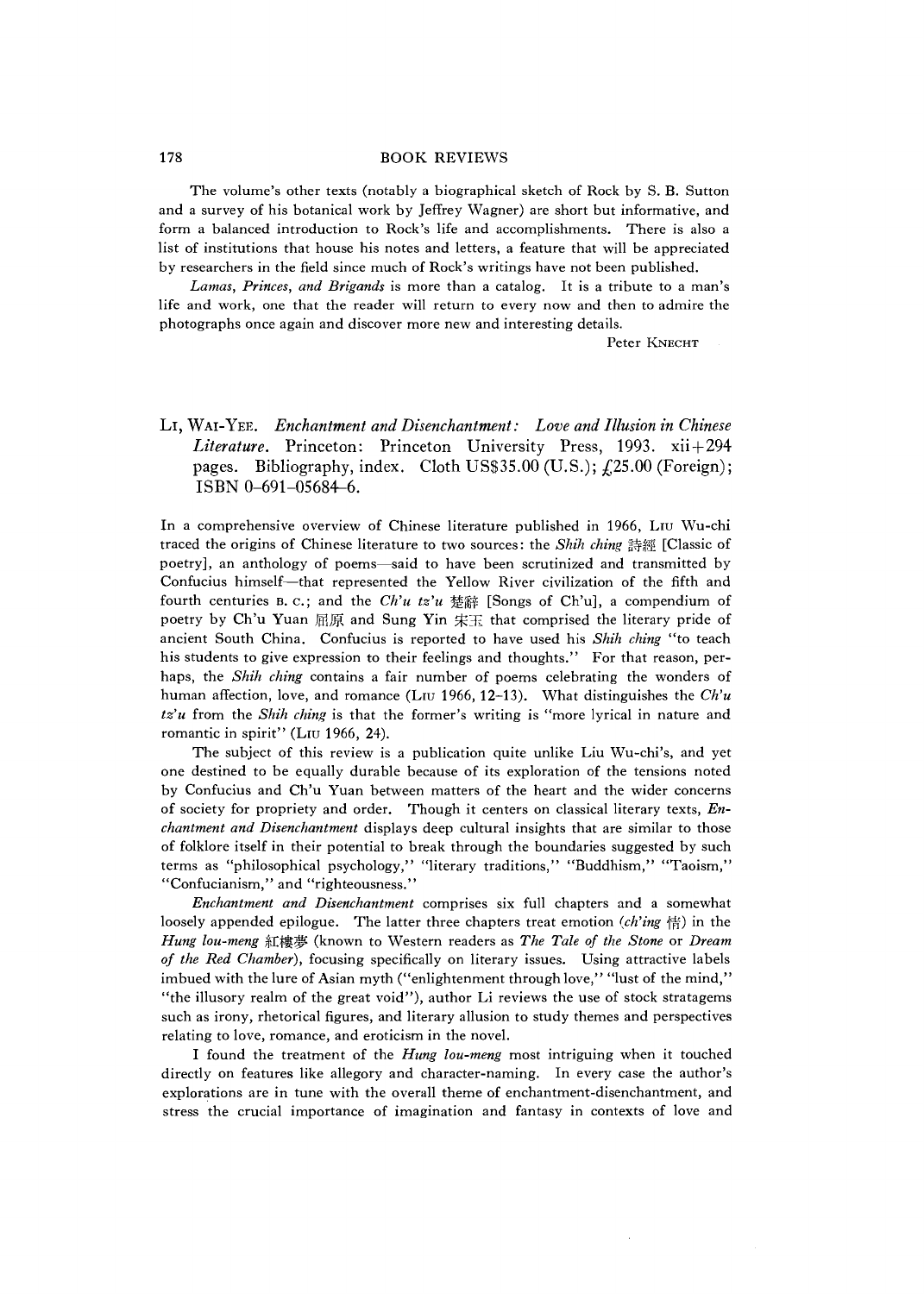The volume's other texts (notably a biographical sketch of Rock by S. B. Sutton and a survey of his botanical work by Jeffrey Wagner) are short but informative, and form a balanced introduction to Rock's life and accomplishments. There is also a list of institutions that house his notes and letters, a feature that will be appreciated by researchers in the field since much of Rock's writings have not been published.

*Lamas, Princes, and Brigands* is more than a catalog. It is a tribute to a man's life and work, one that the reader will return to every now and then to admire the photographs once again and discover more new and interesting details.

Peter KNECHT

## LI, WAI-YEE. *Enchantment and Disenchantment: Love and Illusion in Chinese Literature*. Princeton: Princeton University Press, 1993. xii+294 pages. Bibliography, index. Cloth US$35.00 (U.S.); £25.00 (Foreign); ISBN 0-691-05684-6.

In a comprehensive overview of Chinese literature published in 1966, LIU Wu-chi traced the origins of Chinese literature to two sources: the *Shih ching* 詩經 [Classic of poetry], an anthology of poems—said to have been scrutinized and transmitted by Confucius himself—that represented the Yellow River civilization of the fifth and fourth centuries B. C.; and the *Ch'u tz'u* 楚辭 [Songs of Ch'u], a compendium of poetry by Ch'u Yuan 屈原 and Sung Yin 宋玉 that comprised the literary pride of ancient South China. Confucius is reported to have used his *Shih ching* "to teach his students to give expression to their feelings and thoughts." For that reason, perhaps, the *Shih ching* contains a fair number of poems celebrating the wonders of human affection, love, and romance (LIU 1966, 12–13). What distinguishes the *Ch'u tz'u* from the *Shih ching* is that the former's writing is "more lyrical in nature and romantic in spirit" (LIU 1966, 24).

The subject of this review is a publication quite unlike Liu Wu-chi's, and yet one destined to be equally durable because of its exploration of the tensions noted by Confucius and Ch'u Yuan between matters of the heart and the wider concerns of society for propriety and order. Though it centers on classical literary texts, *Enchantment and Disenchantment* displays deep cultural insights that are similar to those of folklore itself in their potential to break through the boundaries suggested by such terms as "philosophical psychology," "literary traditions," "Buddhism," "Taoism," "Confucianism," and "righteousness."

*Enchantment and Disenchantment* comprises six full chapters and a somewhat loosely appended epilogue. The latter three chapters treat emotion (*ch'ing* 情) in the *Hung lou-meng* 紅樓夢 (known to Western readers as *The Tale of the Stone* or *Dream of the Red Chamber*), focusing specifically on literary issues. Using attractive labels imbued with the lure of Asian myth ("enlightenment through love," "lust of the mind," "the illusory realm of the great void"), author Li reviews the use of stock stratagems such as irony, rhetorical figures, and literary allusion to study themes and perspectives relating to love, romance, and eroticism in the novel.

I found the treatment of the *Hung lou-meng* most intriguing when it touched directly on features like allegory and character-naming. In every case the author's explorations are in tune with the overall theme of enchantment-disenchantment, and stress the crucial importance of imagination and fantasy in contexts of love and